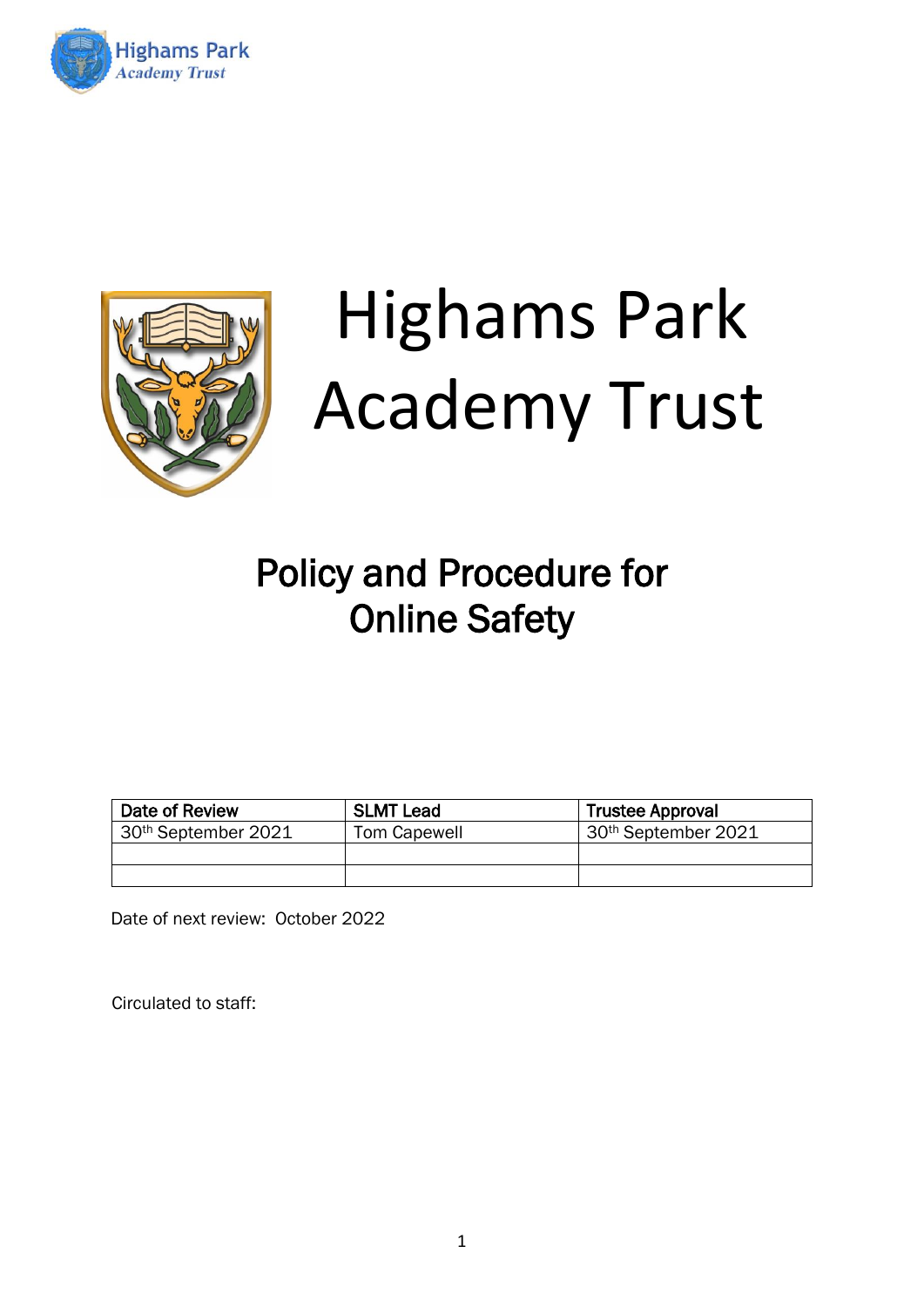# Highams Park Academy Trust

## Policy and Procedure for Online Safety

| Date of Review | SLMT Lead | Trustee Approval |
|---|---|---|
| 30th September 2021 | Tom Capewell | 30th September 2021 |
| | | |
| | | |

Date of next review: October 2022

Circulated to staff: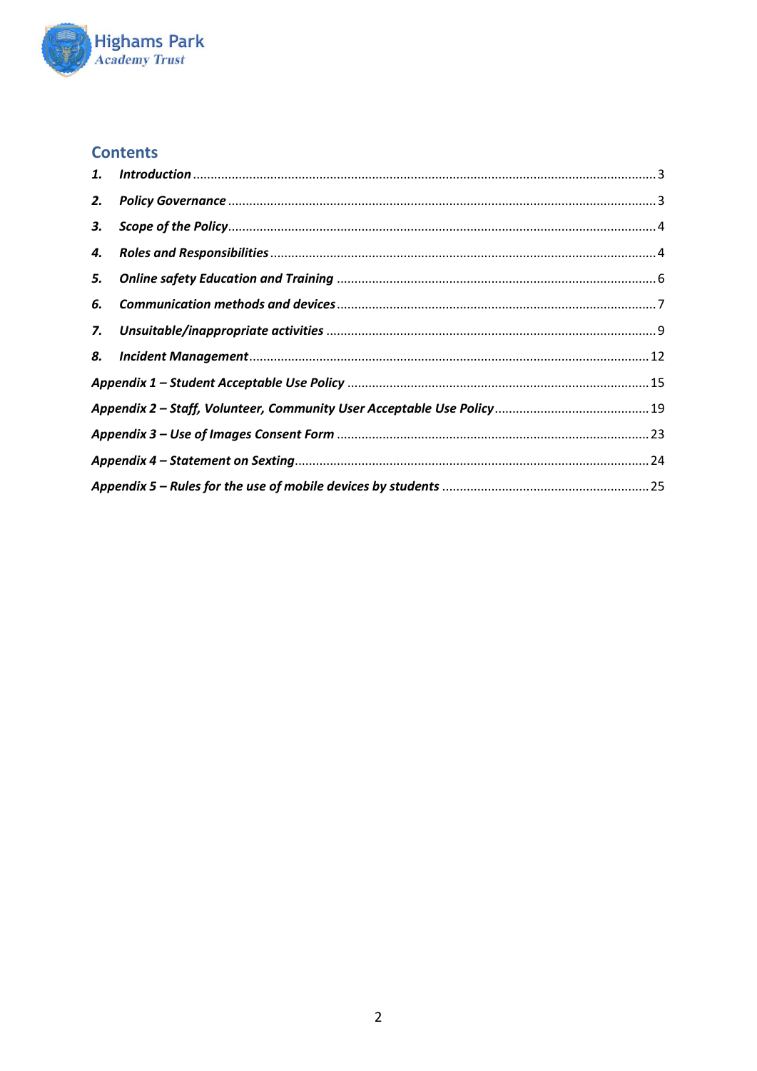## Contents

1. ***Introduction*** ........ 3
2. ***Policy Governance*** ........ 3
3. ***Scope of the Policy*** ........ 4
4. ***Roles and Responsibilities*** ........ 4
5. ***Online safety Education and Training*** ........ 6
6. ***Communication methods and devices*** ........ 7
7. ***Unsuitable/inappropriate activities*** ........ 9
8. ***Incident Management*** ........ 12

***Appendix 1 – Student Acceptable Use Policy*** ........ 15

***Appendix 2 – Staff, Volunteer, Community User Acceptable Use Policy*** ........ 19

***Appendix 3 – Use of Images Consent Form*** ........ 23

***Appendix 4 – Statement on Sexting*** ........ 24

***Appendix 5 – Rules for the use of mobile devices by students*** ........ 25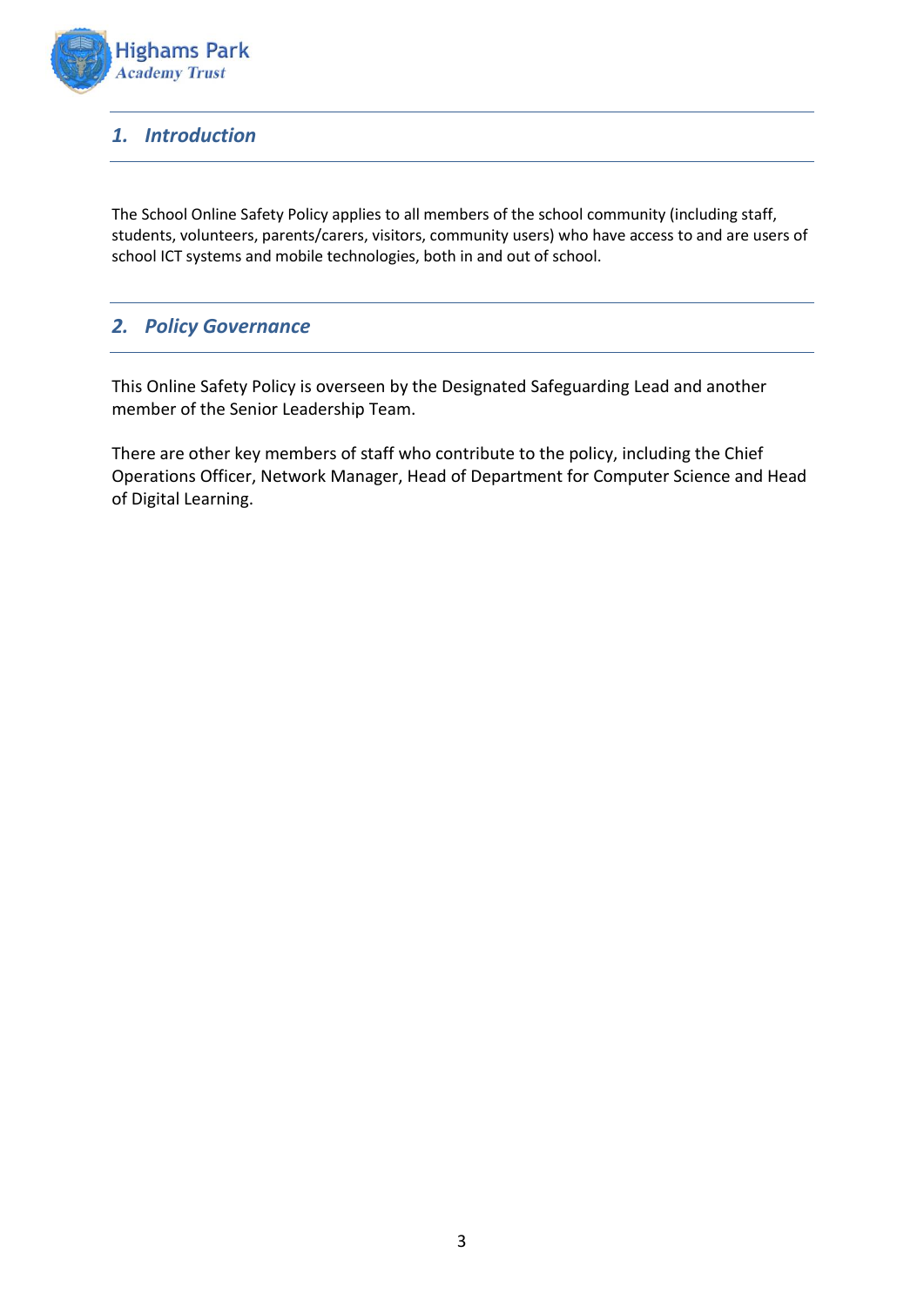## *1. Introduction*

The School Online Safety Policy applies to all members of the school community (including staff, students, volunteers, parents/carers, visitors, community users) who have access to and are users of school ICT systems and mobile technologies, both in and out of school.

## *2. Policy Governance*

This Online Safety Policy is overseen by the Designated Safeguarding Lead and another member of the Senior Leadership Team.

There are other key members of staff who contribute to the policy, including the Chief Operations Officer, Network Manager, Head of Department for Computer Science and Head of Digital Learning.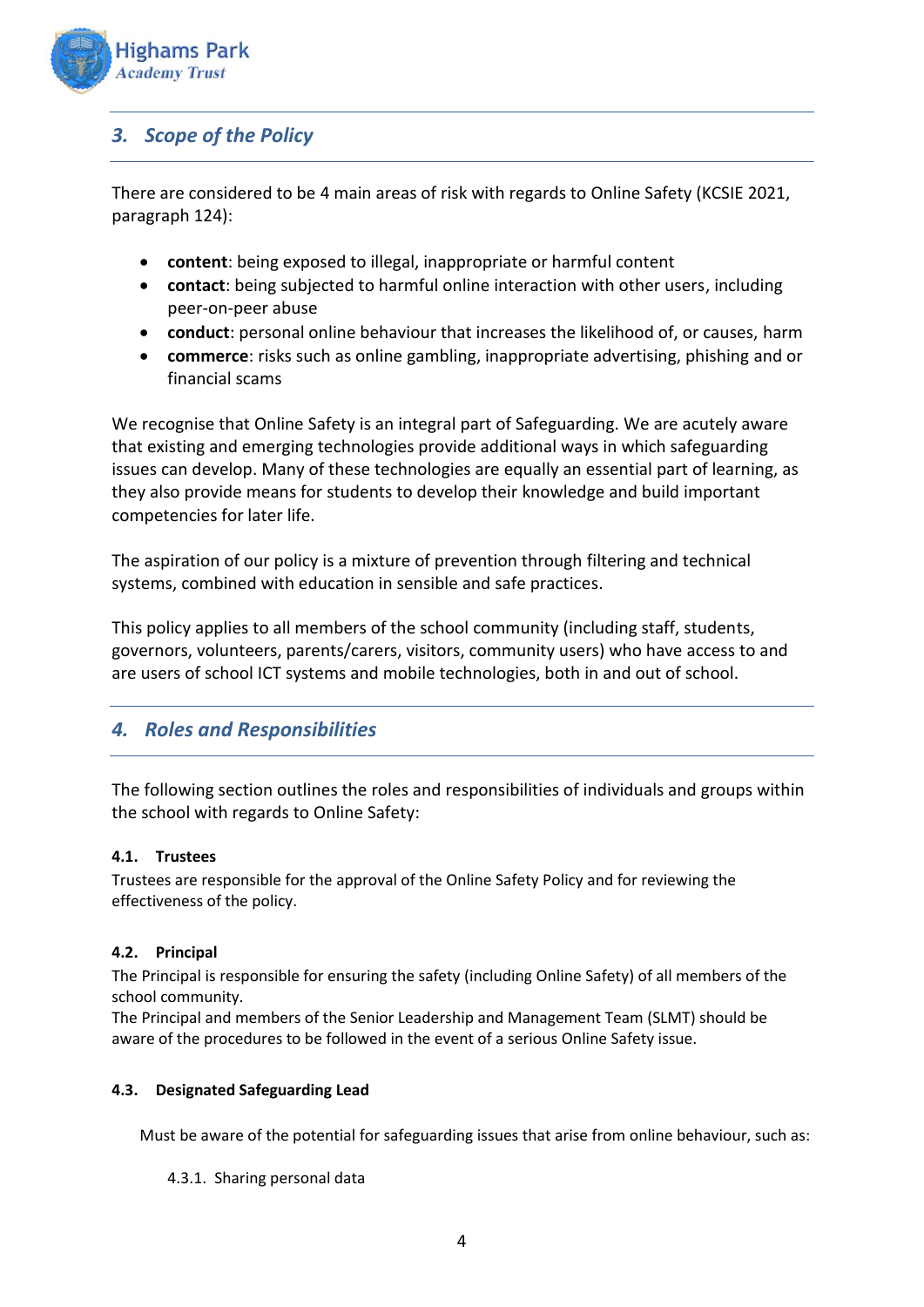## 3. Scope of the Policy

There are considered to be 4 main areas of risk with regards to Online Safety (KCSIE 2021, paragraph 124):

- **content**: being exposed to illegal, inappropriate or harmful content
- **contact**: being subjected to harmful online interaction with other users, including peer-on-peer abuse
- **conduct**: personal online behaviour that increases the likelihood of, or causes, harm
- **commerce**: risks such as online gambling, inappropriate advertising, phishing and or financial scams

We recognise that Online Safety is an integral part of Safeguarding. We are acutely aware that existing and emerging technologies provide additional ways in which safeguarding issues can develop. Many of these technologies are equally an essential part of learning, as they also provide means for students to develop their knowledge and build important competencies for later life.

The aspiration of our policy is a mixture of prevention through filtering and technical systems, combined with education in sensible and safe practices.

This policy applies to all members of the school community (including staff, students, governors, volunteers, parents/carers, visitors, community users) who have access to and are users of school ICT systems and mobile technologies, both in and out of school.

## 4. Roles and Responsibilities

The following section outlines the roles and responsibilities of individuals and groups within the school with regards to Online Safety:

### 4.1. Trustees

Trustees are responsible for the approval of the Online Safety Policy and for reviewing the effectiveness of the policy.

### 4.2. Principal

The Principal is responsible for ensuring the safety (including Online Safety) of all members of the school community.

The Principal and members of the Senior Leadership and Management Team (SLMT) should be aware of the procedures to be followed in the event of a serious Online Safety issue.

### 4.3. Designated Safeguarding Lead

Must be aware of the potential for safeguarding issues that arise from online behaviour, such as:

4.3.1. Sharing personal data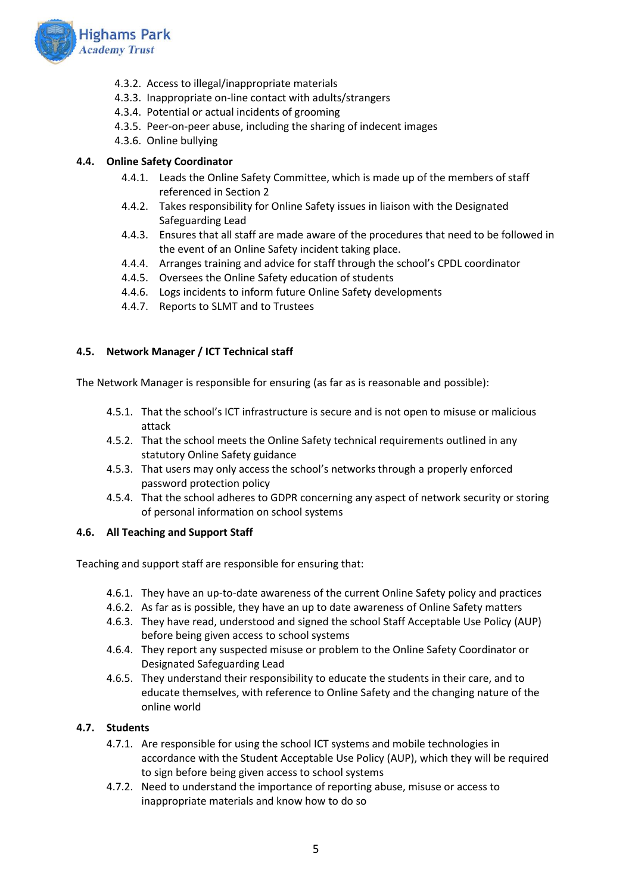- 4.3.2. Access to illegal/inappropriate materials
- 4.3.3. Inappropriate on-line contact with adults/strangers
- 4.3.4. Potential or actual incidents of grooming
- 4.3.5. Peer-on-peer abuse, including the sharing of indecent images
- 4.3.6. Online bullying

### 4.4. Online Safety Coordinator

- 4.4.1. Leads the Online Safety Committee, which is made up of the members of staff referenced in Section 2
- 4.4.2. Takes responsibility for Online Safety issues in liaison with the Designated Safeguarding Lead
- 4.4.3. Ensures that all staff are made aware of the procedures that need to be followed in the event of an Online Safety incident taking place.
- 4.4.4. Arranges training and advice for staff through the school's CPDL coordinator
- 4.4.5. Oversees the Online Safety education of students
- 4.4.6. Logs incidents to inform future Online Safety developments
- 4.4.7. Reports to SLMT and to Trustees

### 4.5. Network Manager / ICT Technical staff

The Network Manager is responsible for ensuring (as far as is reasonable and possible):

- 4.5.1. That the school's ICT infrastructure is secure and is not open to misuse or malicious attack
- 4.5.2. That the school meets the Online Safety technical requirements outlined in any statutory Online Safety guidance
- 4.5.3. That users may only access the school's networks through a properly enforced password protection policy
- 4.5.4. That the school adheres to GDPR concerning any aspect of network security or storing of personal information on school systems

### 4.6. All Teaching and Support Staff

Teaching and support staff are responsible for ensuring that:

- 4.6.1. They have an up-to-date awareness of the current Online Safety policy and practices
- 4.6.2. As far as is possible, they have an up to date awareness of Online Safety matters
- 4.6.3. They have read, understood and signed the school Staff Acceptable Use Policy (AUP) before being given access to school systems
- 4.6.4. They report any suspected misuse or problem to the Online Safety Coordinator or Designated Safeguarding Lead
- 4.6.5. They understand their responsibility to educate the students in their care, and to educate themselves, with reference to Online Safety and the changing nature of the online world

### 4.7. Students

- 4.7.1. Are responsible for using the school ICT systems and mobile technologies in accordance with the Student Acceptable Use Policy (AUP), which they will be required to sign before being given access to school systems
- 4.7.2. Need to understand the importance of reporting abuse, misuse or access to inappropriate materials and know how to do so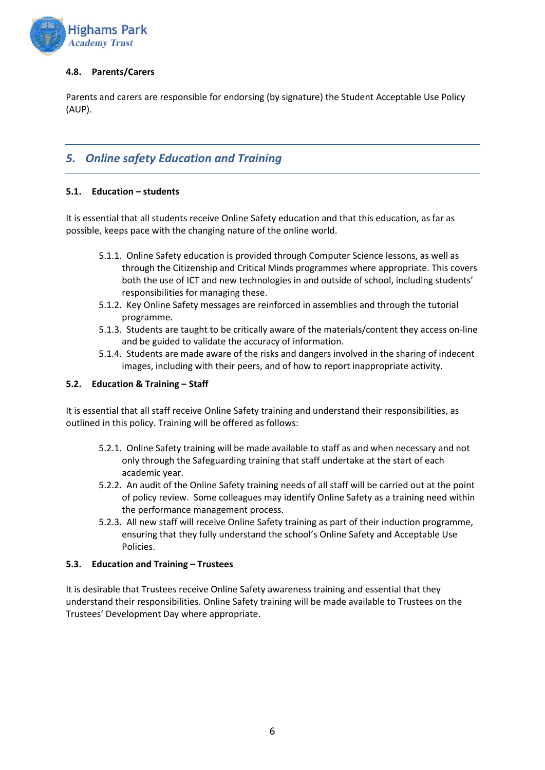### 4.8. Parents/Carers

Parents and carers are responsible for endorsing (by signature) the Student Acceptable Use Policy (AUP).

## *5. Online safety Education and Training*

### 5.1. Education – students

It is essential that all students receive Online Safety education and that this education, as far as possible, keeps pace with the changing nature of the online world.

- 5.1.1. Online Safety education is provided through Computer Science lessons, as well as through the Citizenship and Critical Minds programmes where appropriate. This covers both the use of ICT and new technologies in and outside of school, including students' responsibilities for managing these.
- 5.1.2. Key Online Safety messages are reinforced in assemblies and through the tutorial programme.
- 5.1.3. Students are taught to be critically aware of the materials/content they access on-line and be guided to validate the accuracy of information.
- 5.1.4. Students are made aware of the risks and dangers involved in the sharing of indecent images, including with their peers, and of how to report inappropriate activity.

### 5.2. Education & Training – Staff

It is essential that all staff receive Online Safety training and understand their responsibilities, as outlined in this policy. Training will be offered as follows:

- 5.2.1. Online Safety training will be made available to staff as and when necessary and not only through the Safeguarding training that staff undertake at the start of each academic year.
- 5.2.2. An audit of the Online Safety training needs of all staff will be carried out at the point of policy review. Some colleagues may identify Online Safety as a training need within the performance management process.
- 5.2.3. All new staff will receive Online Safety training as part of their induction programme, ensuring that they fully understand the school's Online Safety and Acceptable Use Policies.

### 5.3. Education and Training – Trustees

It is desirable that Trustees receive Online Safety awareness training and essential that they understand their responsibilities. Online Safety training will be made available to Trustees on the Trustees' Development Day where appropriate.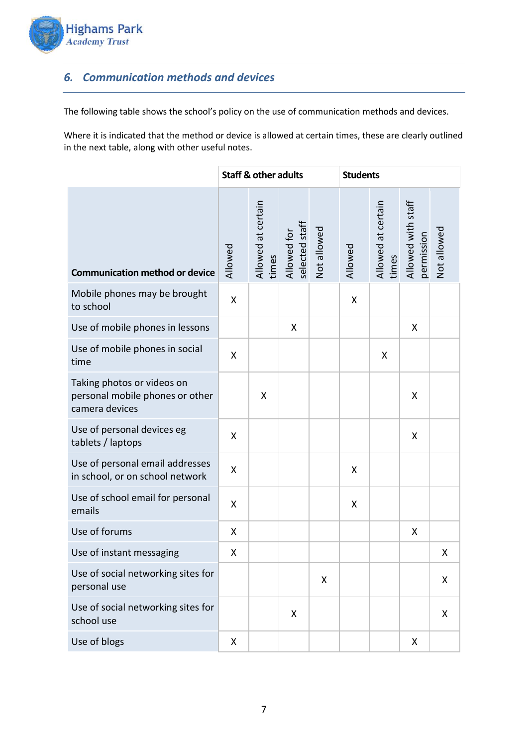## 6. Communication methods and devices

The following table shows the school's policy on the use of communication methods and devices.

Where it is indicated that the method or device is allowed at certain times, these are clearly outlined in the next table, along with other useful notes.

| | Staff & other adults | | | | Students | | | |
|---|---|---|---|---|---|---|---|---|
| **Communication method or device** | Allowed | Allowed at certain times | Allowed for selected staff | Not allowed | Allowed | Allowed at certain times | Allowed with staff permission | Not allowed |
| Mobile phones may be brought to school | X | | | | X | | | |
| Use of mobile phones in lessons | | | X | | | | X | |
| Use of mobile phones in social time | X | | | | | X | | |
| Taking photos or videos on personal mobile phones or other camera devices | | X | | | | | X | |
| Use of personal devices eg tablets / laptops | X | | | | | | X | |
| Use of personal email addresses in school, or on school network | X | | | | X | | | |
| Use of school email for personal emails | X | | | | X | | | |
| Use of forums | X | | | | | | X | |
| Use of instant messaging | X | | | | | | | X |
| Use of social networking sites for personal use | | | | X | | | | X |
| Use of social networking sites for school use | | | X | | | | | X |
| Use of blogs | X | | | | | | X | |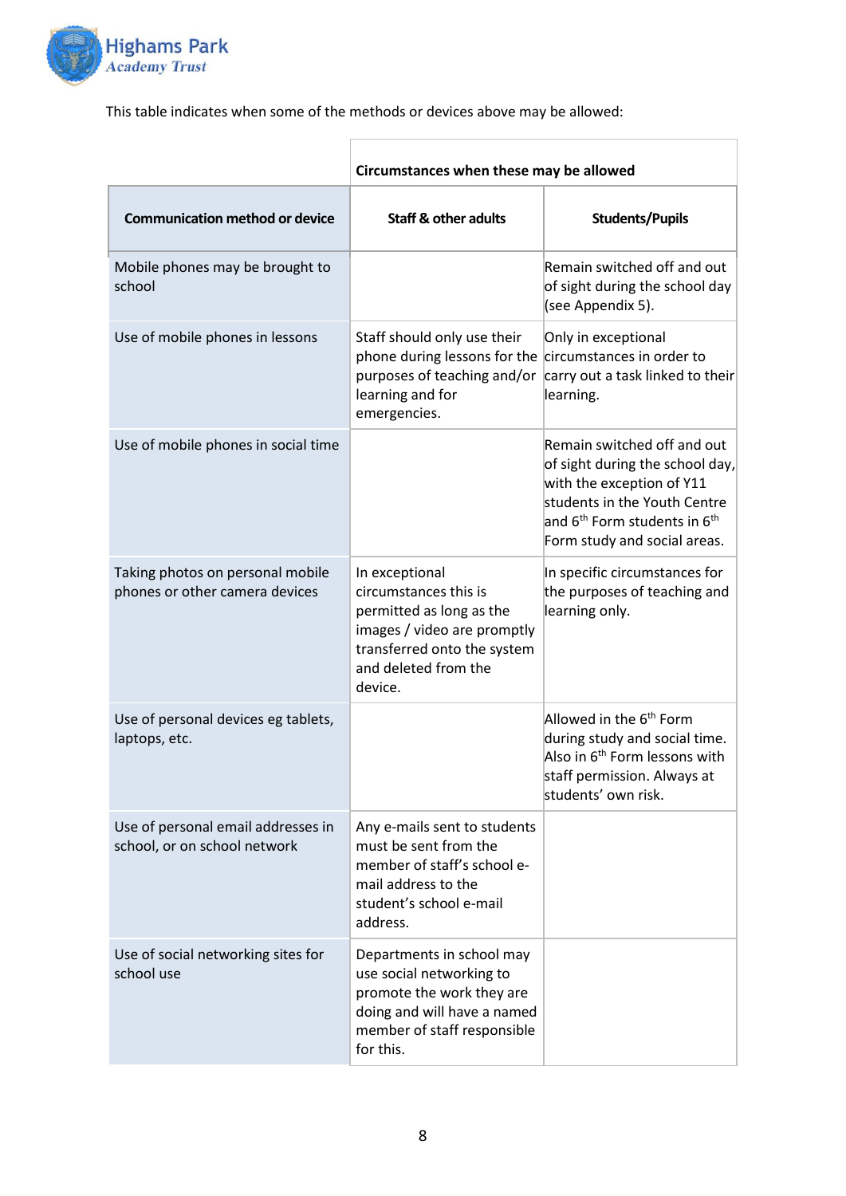This table indicates when some of the methods or devices above may be allowed:

| | Circumstances when these may be allowed | |
|---|---|---|
| **Communication method or device** | **Staff & other adults** | **Students/Pupils** |
| Mobile phones may be brought to school | | Remain switched off and out of sight during the school day (see Appendix 5). |
| Use of mobile phones in lessons | Staff should only use their phone during lessons for the purposes of teaching and/or learning and for emergencies. | Only in exceptional circumstances in order to carry out a task linked to their learning. |
| Use of mobile phones in social time | | Remain switched off and out of sight during the school day, with the exception of Y11 students in the Youth Centre and 6th Form students in 6th Form study and social areas. |
| Taking photos on personal mobile phones or other camera devices | In exceptional circumstances this is permitted as long as the images / video are promptly transferred onto the system and deleted from the device. | In specific circumstances for the purposes of teaching and learning only. |
| Use of personal devices eg tablets, laptops, etc. | | Allowed in the 6th Form during study and social time. Also in 6th Form lessons with staff permission. Always at students' own risk. |
| Use of personal email addresses in school, or on school network | Any e-mails sent to students must be sent from the member of staff's school e-mail address to the student's school e-mail address. | |
| Use of social networking sites for school use | Departments in school may use social networking to promote the work they are doing and will have a named member of staff responsible for this. | |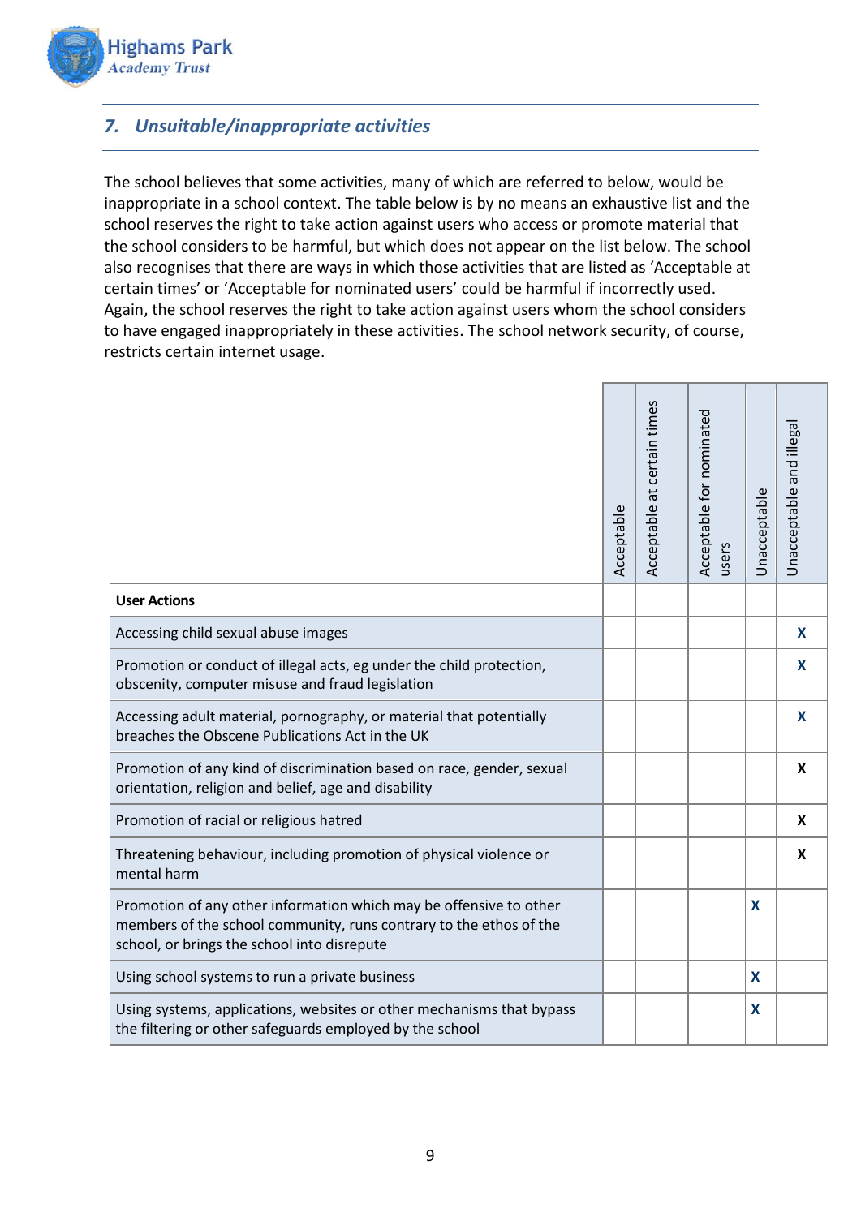## *7. Unsuitable/inappropriate activities*

The school believes that some activities, many of which are referred to below, would be inappropriate in a school context. The table below is by no means an exhaustive list and the school reserves the right to take action against users who access or promote material that the school considers to be harmful, but which does not appear on the list below. The school also recognises that there are ways in which those activities that are listed as 'Acceptable at certain times' or 'Acceptable for nominated users' could be harmful if incorrectly used. Again, the school reserves the right to take action against users whom the school considers to have engaged inappropriately in these activities. The school network security, of course, restricts certain internet usage.

| User Actions | Acceptable | Acceptable at certain times | Acceptable for nominated users | Unacceptable | Unacceptable and illegal |
|---|---|---|---|---|---|
| Accessing child sexual abuse images | | | | | X |
| Promotion or conduct of illegal acts, eg under the child protection, obscenity, computer misuse and fraud legislation | | | | | X |
| Accessing adult material, pornography, or material that potentially breaches the Obscene Publications Act in the UK | | | | | X |
| Promotion of any kind of discrimination based on race, gender, sexual orientation, religion and belief, age and disability | | | | | X |
| Promotion of racial or religious hatred | | | | | X |
| Threatening behaviour, including promotion of physical violence or mental harm | | | | | X |
| Promotion of any other information which may be offensive to other members of the school community, runs contrary to the ethos of the school, or brings the school into disrepute | | | | X | |
| Using school systems to run a private business | | | | X | |
| Using systems, applications, websites or other mechanisms that bypass the filtering or other safeguards employed by the school | | | | X | |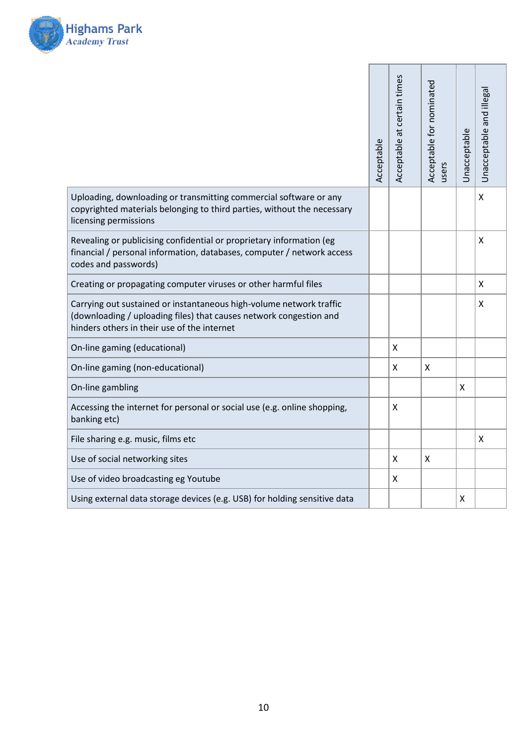| | Acceptable | Acceptable at certain times | Acceptable for nominated users | Unacceptable | Unacceptable and illegal |
|---|---|---|---|---|---|
| Uploading, downloading or transmitting commercial software or any copyrighted materials belonging to third parties, without the necessary licensing permissions | | | | | X |
| Revealing or publicising confidential or proprietary information (eg financial / personal information, databases, computer / network access codes and passwords) | | | | | X |
| Creating or propagating computer viruses or other harmful files | | | | | X |
| Carrying out sustained or instantaneous high-volume network traffic (downloading / uploading files) that causes network congestion and hinders others in their use of the internet | | | | | X |
| On-line gaming (educational) | | X | | | |
| On-line gaming (non-educational) | | X | X | | |
| On-line gambling | | | | X | |
| Accessing the internet for personal or social use (e.g. online shopping, banking etc) | | X | | | |
| File sharing e.g. music, films etc | | | | | X |
| Use of social networking sites | | X | X | | |
| Use of video broadcasting eg Youtube | | X | | | |
| Using external data storage devices (e.g. USB) for holding sensitive data | | | | X | |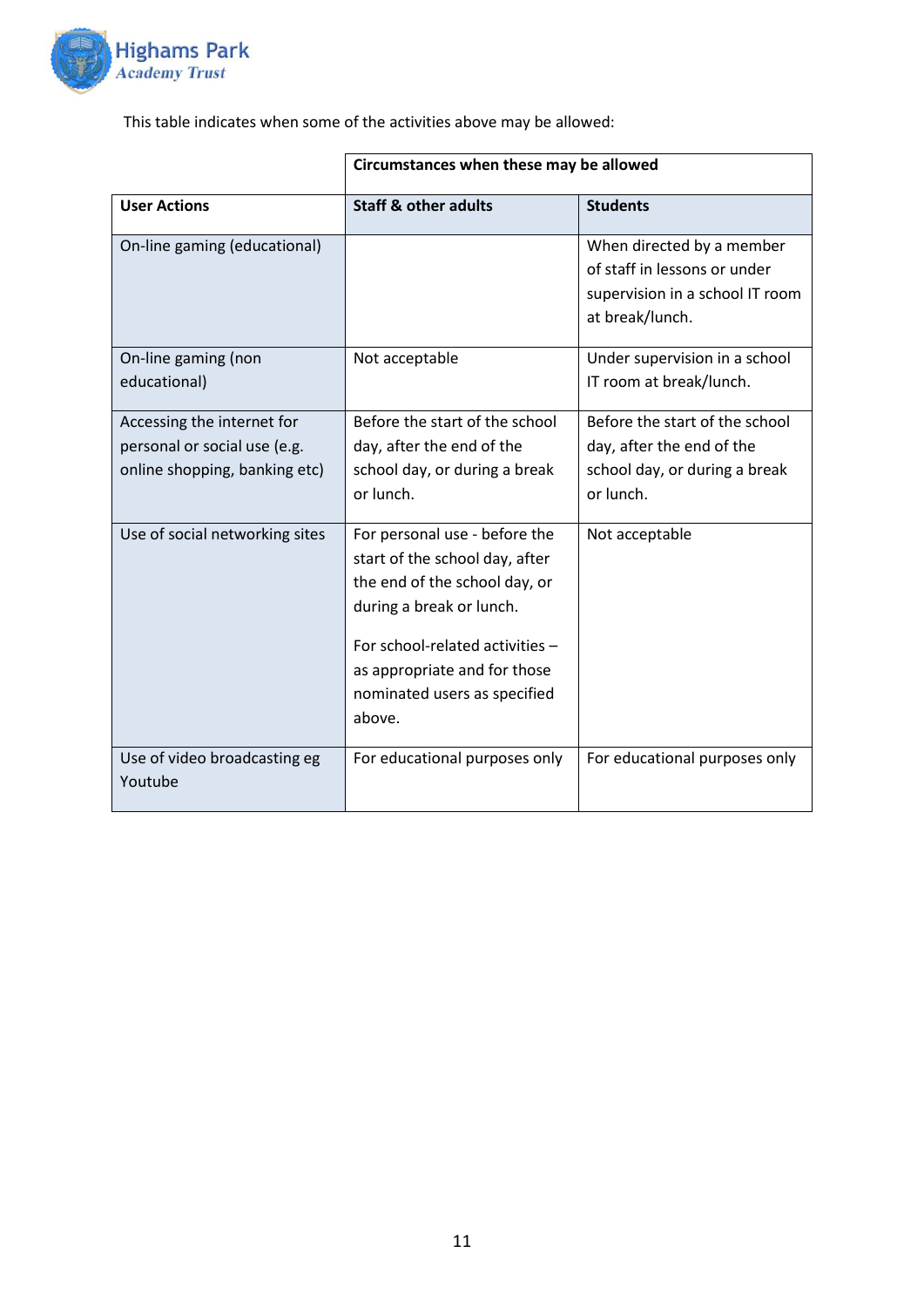This table indicates when some of the activities above may be allowed:

| | Circumstances when these may be allowed | |
|---|---|---|
| **User Actions** | **Staff & other adults** | **Students** |
| On-line gaming (educational) | | When directed by a member of staff in lessons or under supervision in a school IT room at break/lunch. |
| On-line gaming (non educational) | Not acceptable | Under supervision in a school IT room at break/lunch. |
| Accessing the internet for personal or social use (e.g. online shopping, banking etc) | Before the start of the school day, after the end of the school day, or during a break or lunch. | Before the start of the school day, after the end of the school day, or during a break or lunch. |
| Use of social networking sites | For personal use - before the start of the school day, after the end of the school day, or during a break or lunch.<br><br>For school-related activities – as appropriate and for those nominated users as specified above. | Not acceptable |
| Use of video broadcasting eg Youtube | For educational purposes only | For educational purposes only |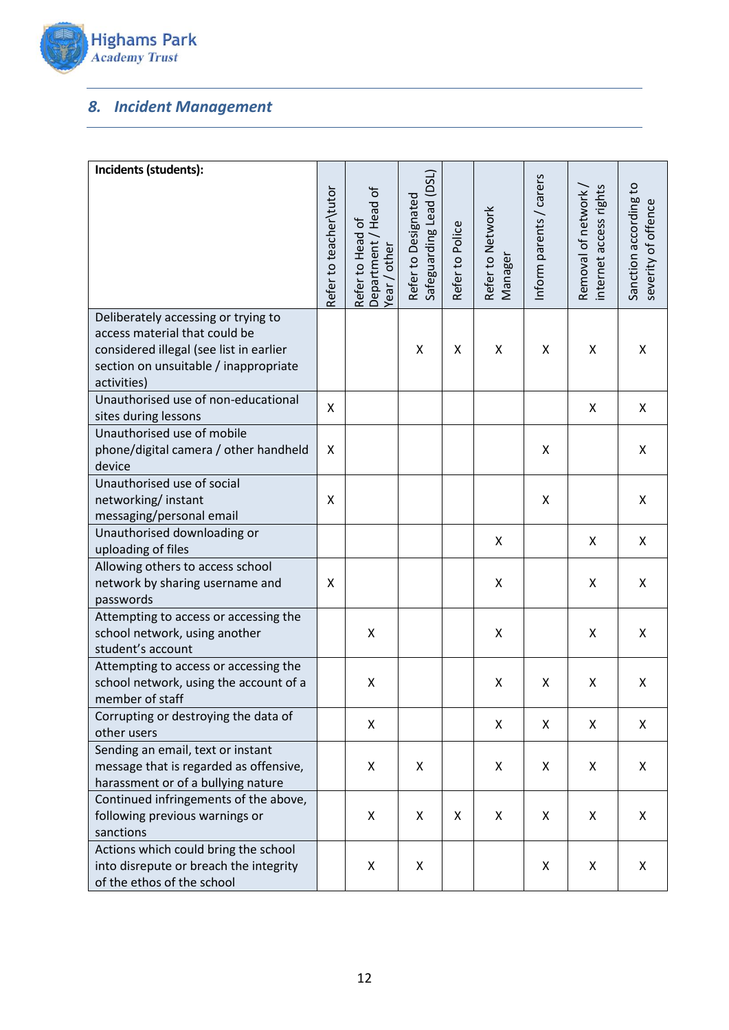## 8. Incident Management

| Incidents (students): | Refer to teacher\tutor | Refer to Head of Department / Head of Year / other | Refer to Designated Safeguarding Lead (DSL) | Refer to Police | Refer to Network Manager | Inform parents / carers | Removal of network / internet access rights | Sanction according to severity of offence |
|---|---|---|---|---|---|---|---|---|
| Deliberately accessing or trying to access material that could be considered illegal (see list in earlier section on unsuitable / inappropriate activities) | | | X | X | X | X | X | X |
| Unauthorised use of non-educational sites during lessons | X | | | | | | X | X |
| Unauthorised use of mobile phone/digital camera / other handheld device | X | | | | | X | | X |
| Unauthorised use of social networking/ instant messaging/personal email | X | | | | | X | | X |
| Unauthorised downloading or uploading of files | | | | | X | | X | X |
| Allowing others to access school network by sharing username and passwords | X | | | | X | | X | X |
| Attempting to access or accessing the school network, using another student's account | | X | | | X | | X | X |
| Attempting to access or accessing the school network, using the account of a member of staff | | X | | | X | X | X | X |
| Corrupting or destroying the data of other users | | X | | | X | X | X | X |
| Sending an email, text or instant message that is regarded as offensive, harassment or of a bullying nature | | X | X | | X | X | X | X |
| Continued infringements of the above, following previous warnings or sanctions | | X | X | X | X | X | X | X |
| Actions which could bring the school into disrepute or breach the integrity of the ethos of the school | | X | X | | | X | X | X |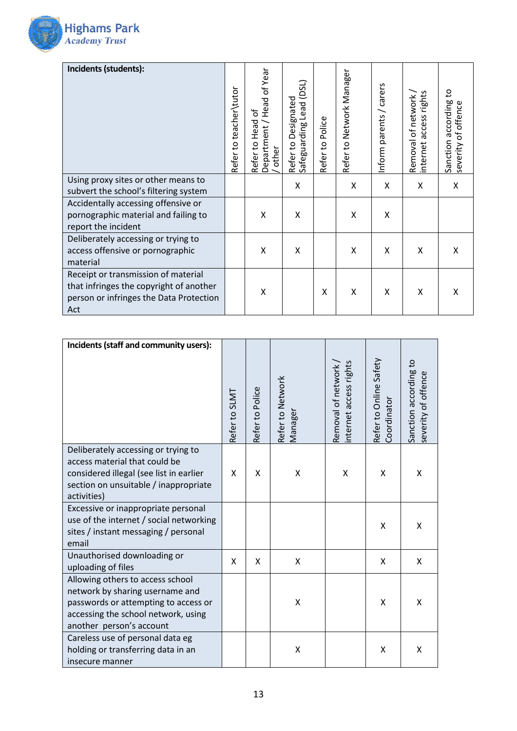| Incidents (students): | Refer to teacher\tutor | Refer to Head of Department / Head of Year / other | Refer to Designated Safeguarding Lead (DSL) | Refer to Police | Refer to Network Manager | Inform parents / carers | Removal of network / internet access rights | Sanction according to severity of offence |
|---|---|---|---|---|---|---|---|---|
| Using proxy sites or other means to subvert the school's filtering system | | | X | | X | X | X | X |
| Accidentally accessing offensive or pornographic material and failing to report the incident | | X | X | | X | X | | |
| Deliberately accessing or trying to access offensive or pornographic material | | X | X | | X | X | X | X |
| Receipt or transmission of material that infringes the copyright of another person or infringes the Data Protection Act | | X | | X | X | X | X | X |

| Incidents (staff and community users): | Refer to SLMT | Refer to Police | Refer to Network Manager | Removal of network / internet access rights | Refer to Online Safety Coordinator | Sanction according to severity of offence |
|---|---|---|---|---|---|---|
| Deliberately accessing or trying to access material that could be considered illegal (see list in earlier section on unsuitable / inappropriate activities) | X | X | X | X | X | X |
| Excessive or inappropriate personal use of the internet / social networking sites / instant messaging / personal email | | | | | X | X |
| Unauthorised downloading or uploading of files | X | X | X | | X | X |
| Allowing others to access school network by sharing username and passwords or attempting to access or accessing the school network, using another person's account | | | X | | X | X |
| Careless use of personal data eg holding or transferring data in an insecure manner | | | X | | X | X |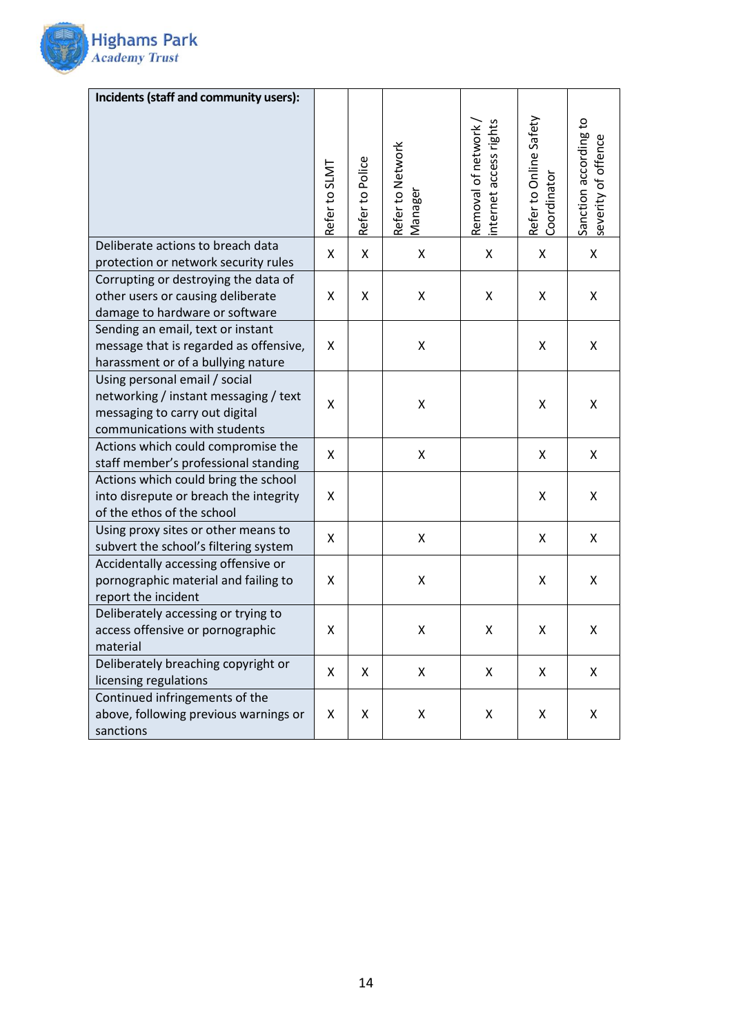| Incidents (staff and community users): | Refer to SLMT | Refer to Police | Refer to Network Manager | Removal of network / internet access rights | Refer to Online Safety Coordinator | Sanction according to severity of offence |
|---|---|---|---|---|---|---|
| Deliberate actions to breach data protection or network security rules | X | X | X | X | X | X |
| Corrupting or destroying the data of other users or causing deliberate damage to hardware or software | X | X | X | X | X | X |
| Sending an email, text or instant message that is regarded as offensive, harassment or of a bullying nature | X | | X | | X | X |
| Using personal email / social networking / instant messaging / text messaging to carry out digital communications with students | X | | X | | X | X |
| Actions which could compromise the staff member's professional standing | X | | X | | X | X |
| Actions which could bring the school into disrepute or breach the integrity of the ethos of the school | X | | | | X | X |
| Using proxy sites or other means to subvert the school's filtering system | X | | X | | X | X |
| Accidentally accessing offensive or pornographic material and failing to report the incident | X | | X | | X | X |
| Deliberately accessing or trying to access offensive or pornographic material | X | | X | X | X | X |
| Deliberately breaching copyright or licensing regulations | X | X | X | X | X | X |
| Continued infringements of the above, following previous warnings or sanctions | X | X | X | X | X | X |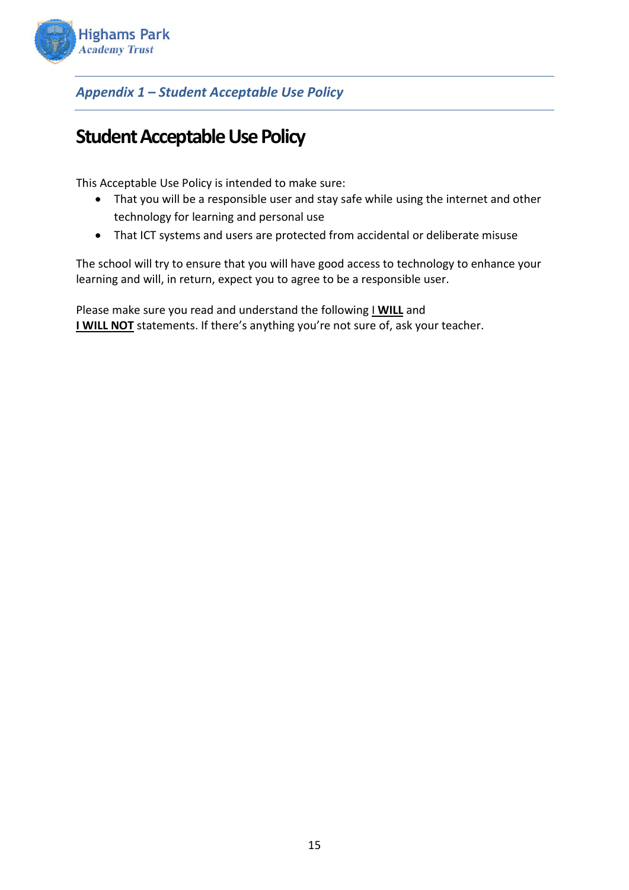*Appendix 1 – Student Acceptable Use Policy*

# Student Acceptable Use Policy

This Acceptable Use Policy is intended to make sure:

- That you will be a responsible user and stay safe while using the internet and other technology for learning and personal use
- That ICT systems and users are protected from accidental or deliberate misuse

The school will try to ensure that you will have good access to technology to enhance your learning and will, in return, expect you to agree to be a responsible user.

Please make sure you read and understand the following **I WILL** and **I WILL NOT** statements. If there's anything you're not sure of, ask your teacher.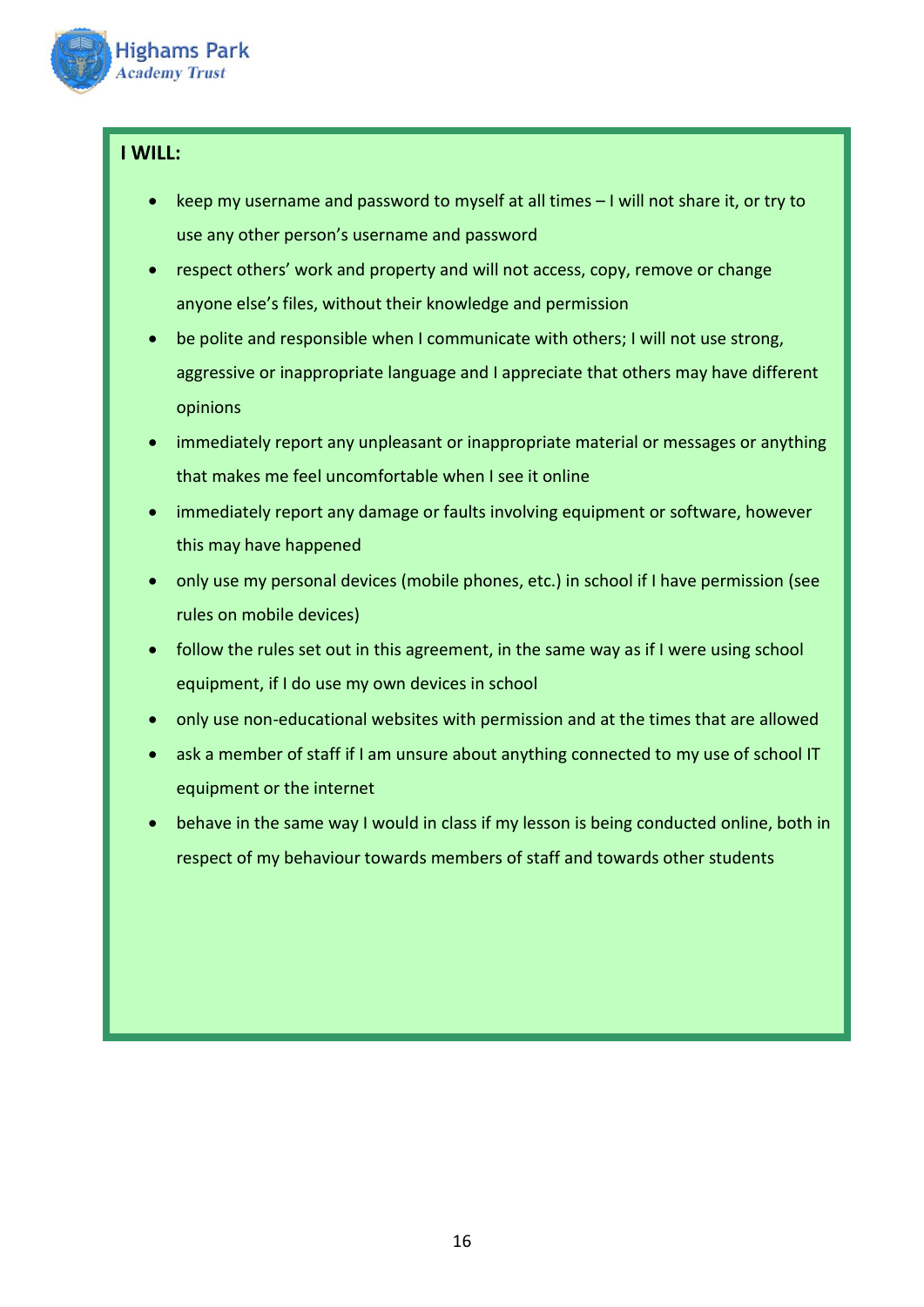**I WILL:**

- keep my username and password to myself at all times – I will not share it, or try to use any other person's username and password
- respect others' work and property and will not access, copy, remove or change anyone else's files, without their knowledge and permission
- be polite and responsible when I communicate with others; I will not use strong, aggressive or inappropriate language and I appreciate that others may have different opinions
- immediately report any unpleasant or inappropriate material or messages or anything that makes me feel uncomfortable when I see it online
- immediately report any damage or faults involving equipment or software, however this may have happened
- only use my personal devices (mobile phones, etc.) in school if I have permission (see rules on mobile devices)
- follow the rules set out in this agreement, in the same way as if I were using school equipment, if I do use my own devices in school
- only use non-educational websites with permission and at the times that are allowed
- ask a member of staff if I am unsure about anything connected to my use of school IT equipment or the internet
- behave in the same way I would in class if my lesson is being conducted online, both in respect of my behaviour towards members of staff and towards other students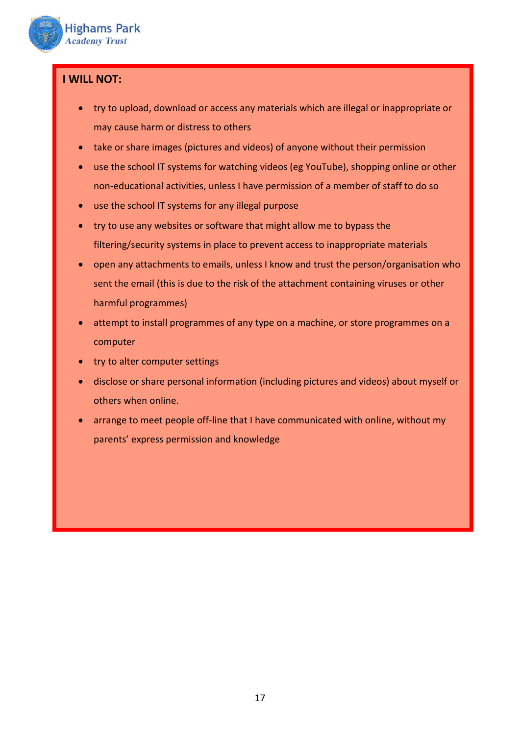**I WILL NOT:**

- try to upload, download or access any materials which are illegal or inappropriate or may cause harm or distress to others
- take or share images (pictures and videos) of anyone without their permission
- use the school IT systems for watching videos (eg YouTube), shopping online or other non-educational activities, unless I have permission of a member of staff to do so
- use the school IT systems for any illegal purpose
- try to use any websites or software that might allow me to bypass the filtering/security systems in place to prevent access to inappropriate materials
- open any attachments to emails, unless I know and trust the person/organisation who sent the email (this is due to the risk of the attachment containing viruses or other harmful programmes)
- attempt to install programmes of any type on a machine, or store programmes on a computer
- try to alter computer settings
- disclose or share personal information (including pictures and videos) about myself or others when online.
- arrange to meet people off-line that I have communicated with online, without my parents' express permission and knowledge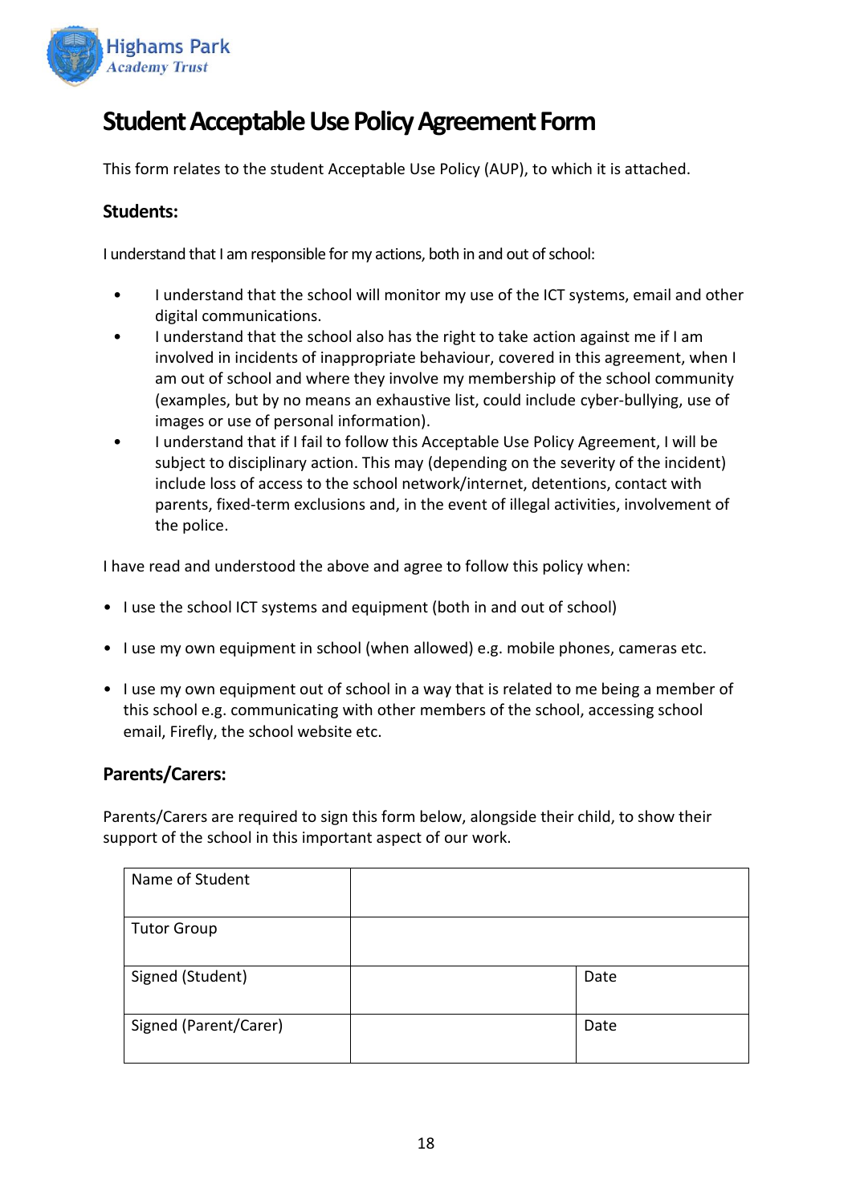# Student Acceptable Use Policy Agreement Form

This form relates to the student Acceptable Use Policy (AUP), to which it is attached.

## Students:

I understand that I am responsible for my actions, both in and out of school:

- I understand that the school will monitor my use of the ICT systems, email and other digital communications.
- I understand that the school also has the right to take action against me if I am involved in incidents of inappropriate behaviour, covered in this agreement, when I am out of school and where they involve my membership of the school community (examples, but by no means an exhaustive list, could include cyber-bullying, use of images or use of personal information).
- I understand that if I fail to follow this Acceptable Use Policy Agreement, I will be subject to disciplinary action. This may (depending on the severity of the incident) include loss of access to the school network/internet, detentions, contact with parents, fixed-term exclusions and, in the event of illegal activities, involvement of the police.

I have read and understood the above and agree to follow this policy when:

- I use the school ICT systems and equipment (both in and out of school)
- I use my own equipment in school (when allowed) e.g. mobile phones, cameras etc.
- I use my own equipment out of school in a way that is related to me being a member of this school e.g. communicating with other members of the school, accessing school email, Firefly, the school website etc.

## Parents/Carers:

Parents/Carers are required to sign this form below, alongside their child, to show their support of the school in this important aspect of our work.

| Name of Student | | |
|---|---|---|
| Tutor Group | | |
| Signed (Student) | | Date |
| Signed (Parent/Carer) | | Date |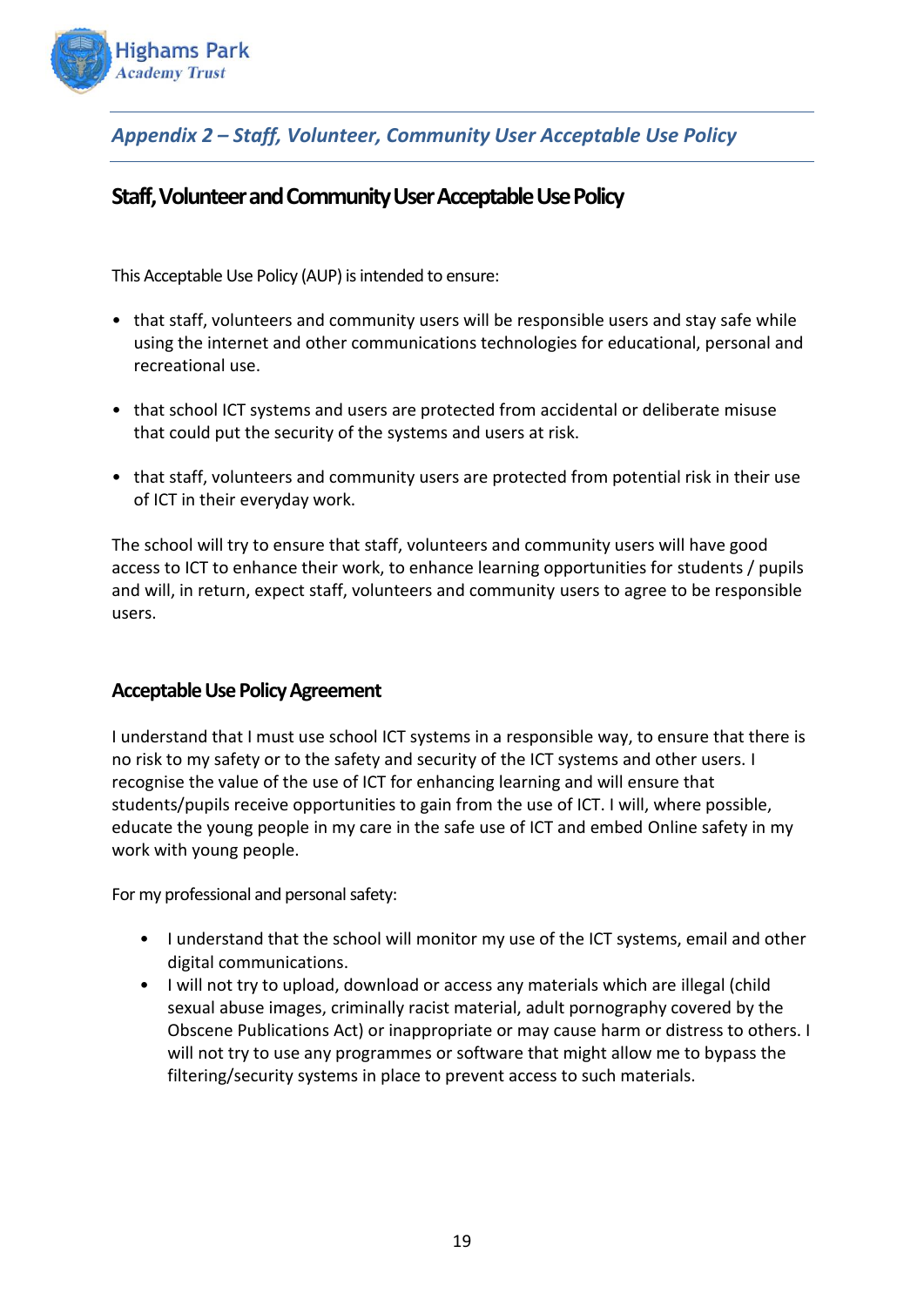## *Appendix 2 – Staff, Volunteer, Community User Acceptable Use Policy*

### Staff, Volunteer and Community User Acceptable Use Policy

This Acceptable Use Policy (AUP) is intended to ensure:

- that staff, volunteers and community users will be responsible users and stay safe while using the internet and other communications technologies for educational, personal and recreational use.
- that school ICT systems and users are protected from accidental or deliberate misuse that could put the security of the systems and users at risk.
- that staff, volunteers and community users are protected from potential risk in their use of ICT in their everyday work.

The school will try to ensure that staff, volunteers and community users will have good access to ICT to enhance their work, to enhance learning opportunities for students / pupils and will, in return, expect staff, volunteers and community users to agree to be responsible users.

### Acceptable Use Policy Agreement

I understand that I must use school ICT systems in a responsible way, to ensure that there is no risk to my safety or to the safety and security of the ICT systems and other users. I recognise the value of the use of ICT for enhancing learning and will ensure that students/pupils receive opportunities to gain from the use of ICT. I will, where possible, educate the young people in my care in the safe use of ICT and embed Online safety in my work with young people.

For my professional and personal safety:

- I understand that the school will monitor my use of the ICT systems, email and other digital communications.
- I will not try to upload, download or access any materials which are illegal (child sexual abuse images, criminally racist material, adult pornography covered by the Obscene Publications Act) or inappropriate or may cause harm or distress to others. I will not try to use any programmes or software that might allow me to bypass the filtering/security systems in place to prevent access to such materials.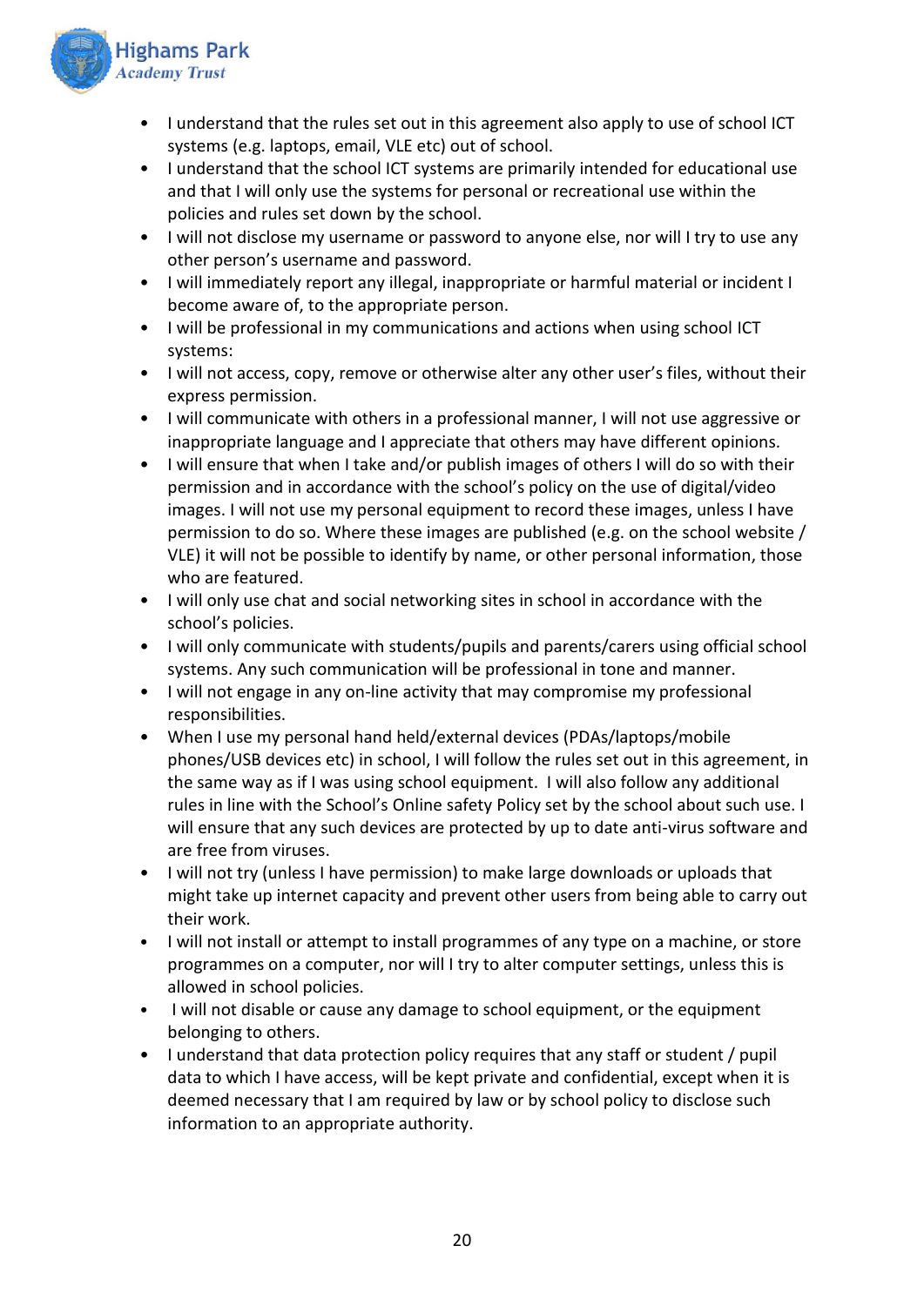- I understand that the rules set out in this agreement also apply to use of school ICT systems (e.g. laptops, email, VLE etc) out of school.
- I understand that the school ICT systems are primarily intended for educational use and that I will only use the systems for personal or recreational use within the policies and rules set down by the school.
- I will not disclose my username or password to anyone else, nor will I try to use any other person's username and password.
- I will immediately report any illegal, inappropriate or harmful material or incident I become aware of, to the appropriate person.
- I will be professional in my communications and actions when using school ICT systems:
- I will not access, copy, remove or otherwise alter any other user's files, without their express permission.
- I will communicate with others in a professional manner, I will not use aggressive or inappropriate language and I appreciate that others may have different opinions.
- I will ensure that when I take and/or publish images of others I will do so with their permission and in accordance with the school's policy on the use of digital/video images. I will not use my personal equipment to record these images, unless I have permission to do so. Where these images are published (e.g. on the school website / VLE) it will not be possible to identify by name, or other personal information, those who are featured.
- I will only use chat and social networking sites in school in accordance with the school's policies.
- I will only communicate with students/pupils and parents/carers using official school systems. Any such communication will be professional in tone and manner.
- I will not engage in any on-line activity that may compromise my professional responsibilities.
- When I use my personal hand held/external devices (PDAs/laptops/mobile phones/USB devices etc) in school, I will follow the rules set out in this agreement, in the same way as if I was using school equipment. I will also follow any additional rules in line with the School's Online safety Policy set by the school about such use. I will ensure that any such devices are protected by up to date anti-virus software and are free from viruses.
- I will not try (unless I have permission) to make large downloads or uploads that might take up internet capacity and prevent other users from being able to carry out their work.
- I will not install or attempt to install programmes of any type on a machine, or store programmes on a computer, nor will I try to alter computer settings, unless this is allowed in school policies.
- I will not disable or cause any damage to school equipment, or the equipment belonging to others.
- I understand that data protection policy requires that any staff or student / pupil data to which I have access, will be kept private and confidential, except when it is deemed necessary that I am required by law or by school policy to disclose such information to an appropriate authority.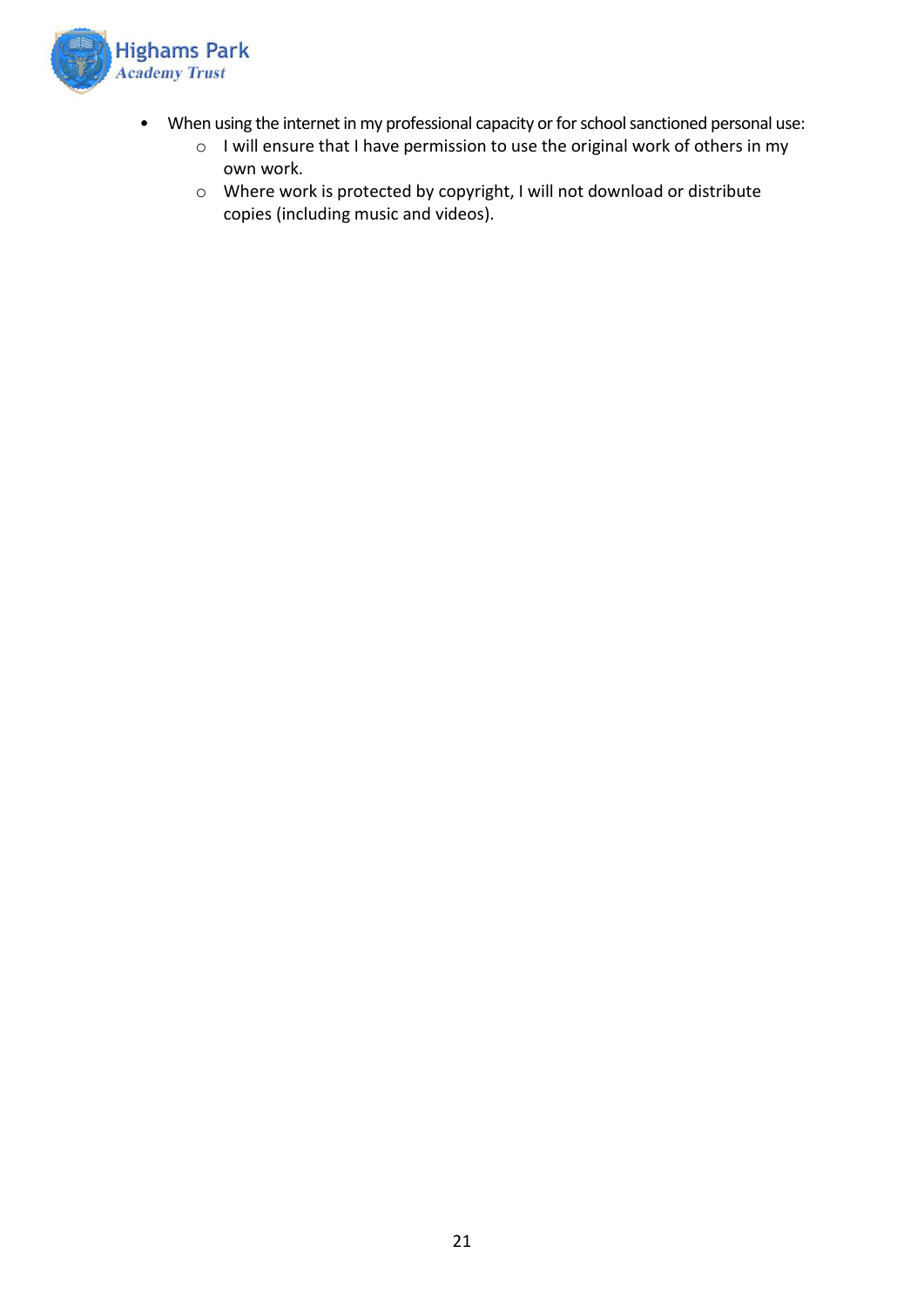- When using the internet in my professional capacity or for school sanctioned personal use:
    - I will ensure that I have permission to use the original work of others in my own work.
    - Where work is protected by copyright, I will not download or distribute copies (including music and videos).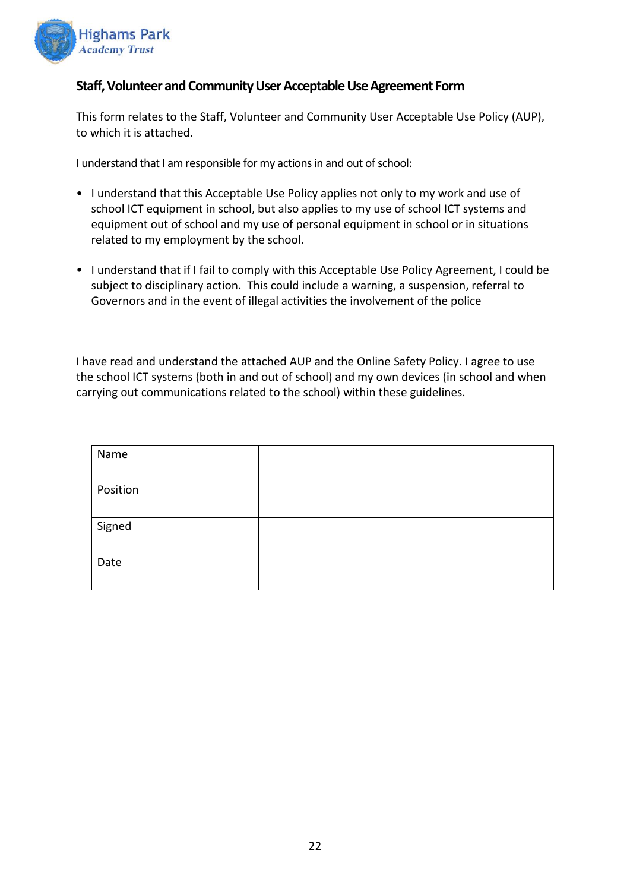## Staff, Volunteer and Community User Acceptable Use Agreement Form

This form relates to the Staff, Volunteer and Community User Acceptable Use Policy (AUP), to which it is attached.

I understand that I am responsible for my actions in and out of school:

- I understand that this Acceptable Use Policy applies not only to my work and use of school ICT equipment in school, but also applies to my use of school ICT systems and equipment out of school and my use of personal equipment in school or in situations related to my employment by the school.
- I understand that if I fail to comply with this Acceptable Use Policy Agreement, I could be subject to disciplinary action. This could include a warning, a suspension, referral to Governors and in the event of illegal activities the involvement of the police

I have read and understand the attached AUP and the Online Safety Policy. I agree to use the school ICT systems (both in and out of school) and my own devices (in school and when carrying out communications related to the school) within these guidelines.

| | |
|---|---|
| Name | |
| Position | |
| Signed | |
| Date | |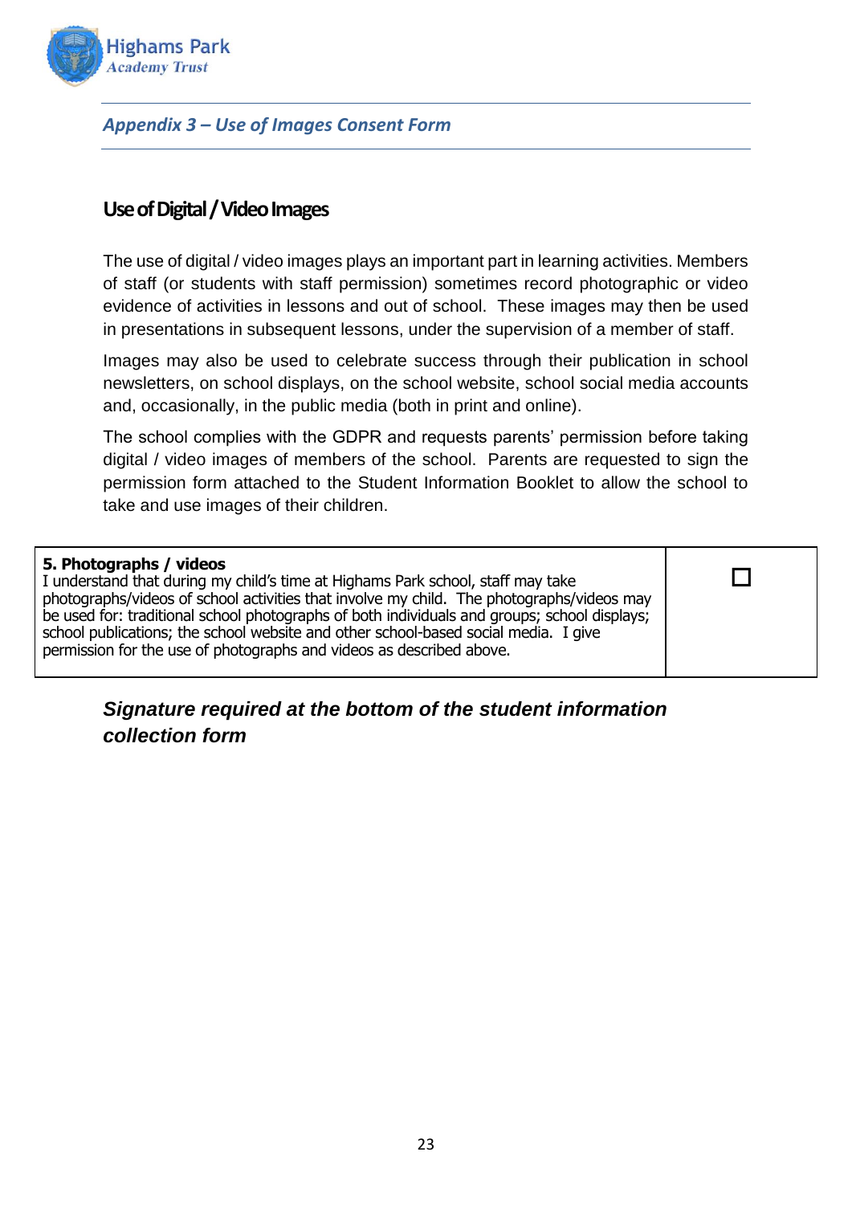*Appendix 3 – Use of Images Consent Form*

## Use of Digital / Video Images

The use of digital / video images plays an important part in learning activities. Members of staff (or students with staff permission) sometimes record photographic or video evidence of activities in lessons and out of school. These images may then be used in presentations in subsequent lessons, under the supervision of a member of staff.

Images may also be used to celebrate success through their publication in school newsletters, on school displays, on the school website, school social media accounts and, occasionally, in the public media (both in print and online).

The school complies with the GDPR and requests parents' permission before taking digital / video images of members of the school. Parents are requested to sign the permission form attached to the Student Information Booklet to allow the school to take and use images of their children.

| **5. Photographs / videos**<br>I understand that during my child's time at Highams Park school, staff may take photographs/videos of school activities that involve my child. The photographs/videos may be used for: traditional school photographs of both individuals and groups; school displays; school publications; the school website and other school-based social media. I give permission for the use of photographs and videos as described above. | ☐ |
|---|---|

***Signature required at the bottom of the student information collection form***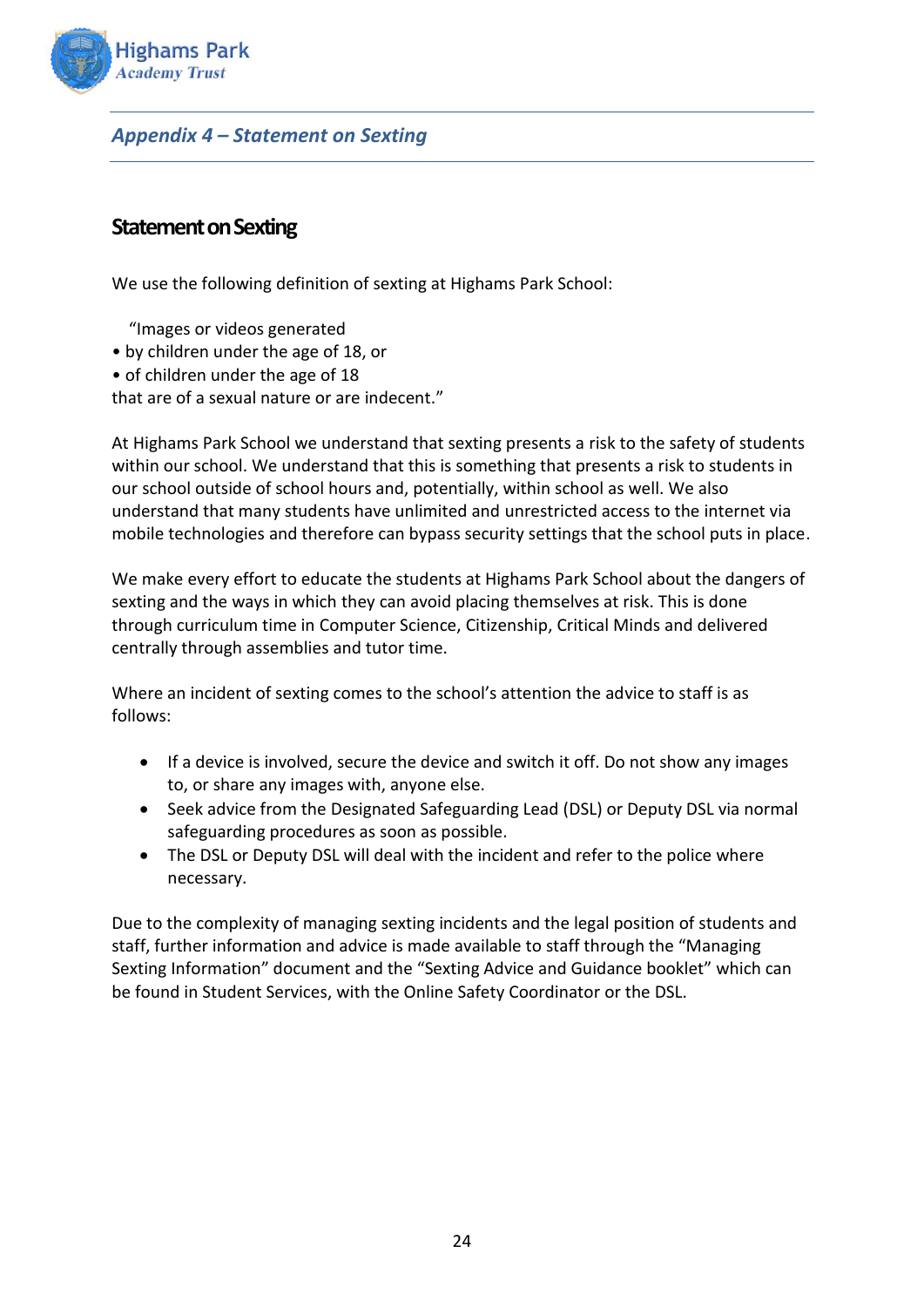*Appendix 4 – Statement on Sexting*

## Statement on Sexting

We use the following definition of sexting at Highams Park School:

"Images or videos generated
• by children under the age of 18, or
• of children under the age of 18
that are of a sexual nature or are indecent."

At Highams Park School we understand that sexting presents a risk to the safety of students within our school. We understand that this is something that presents a risk to students in our school outside of school hours and, potentially, within school as well. We also understand that many students have unlimited and unrestricted access to the internet via mobile technologies and therefore can bypass security settings that the school puts in place.

We make every effort to educate the students at Highams Park School about the dangers of sexting and the ways in which they can avoid placing themselves at risk. This is done through curriculum time in Computer Science, Citizenship, Critical Minds and delivered centrally through assemblies and tutor time.

Where an incident of sexting comes to the school's attention the advice to staff is as follows:

- If a device is involved, secure the device and switch it off. Do not show any images to, or share any images with, anyone else.
- Seek advice from the Designated Safeguarding Lead (DSL) or Deputy DSL via normal safeguarding procedures as soon as possible.
- The DSL or Deputy DSL will deal with the incident and refer to the police where necessary.

Due to the complexity of managing sexting incidents and the legal position of students and staff, further information and advice is made available to staff through the "Managing Sexting Information" document and the "Sexting Advice and Guidance booklet" which can be found in Student Services, with the Online Safety Coordinator or the DSL.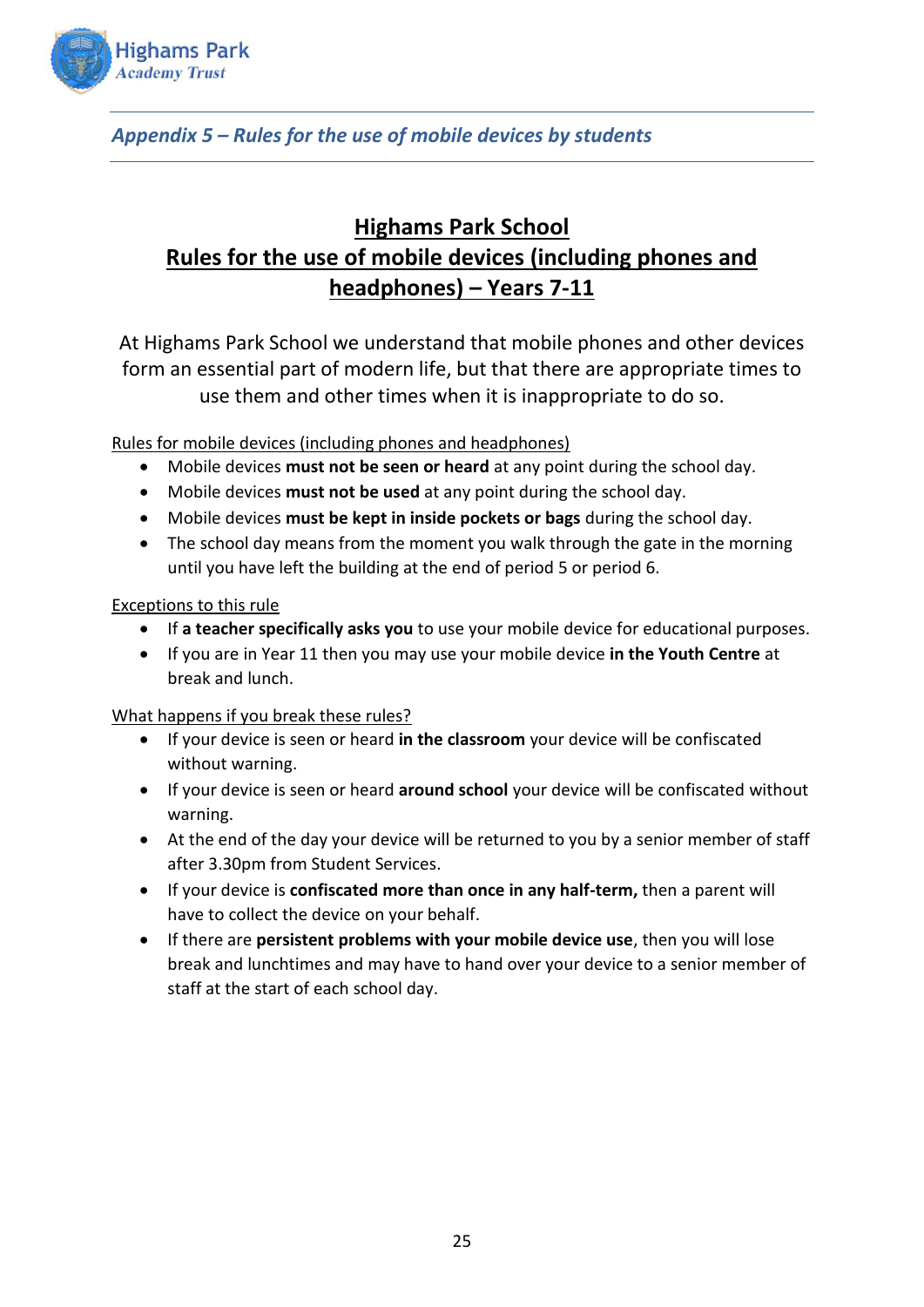*Appendix 5 – Rules for the use of mobile devices by students*

# Highams Park School
# Rules for the use of mobile devices (including phones and headphones) – Years 7-11

At Highams Park School we understand that mobile phones and other devices form an essential part of modern life, but that there are appropriate times to use them and other times when it is inappropriate to do so.

Rules for mobile devices (including phones and headphones)

- Mobile devices **must not be seen or heard** at any point during the school day.
- Mobile devices **must not be used** at any point during the school day.
- Mobile devices **must be kept in inside pockets or bags** during the school day.
- The school day means from the moment you walk through the gate in the morning until you have left the building at the end of period 5 or period 6.

Exceptions to this rule

- If **a teacher specifically asks you** to use your mobile device for educational purposes.
- If you are in Year 11 then you may use your mobile device **in the Youth Centre** at break and lunch.

What happens if you break these rules?

- If your device is seen or heard **in the classroom** your device will be confiscated without warning.
- If your device is seen or heard **around school** your device will be confiscated without warning.
- At the end of the day your device will be returned to you by a senior member of staff after 3.30pm from Student Services.
- If your device is **confiscated more than once in any half-term,** then a parent will have to collect the device on your behalf.
- If there are **persistent problems with your mobile device use**, then you will lose break and lunchtimes and may have to hand over your device to a senior member of staff at the start of each school day.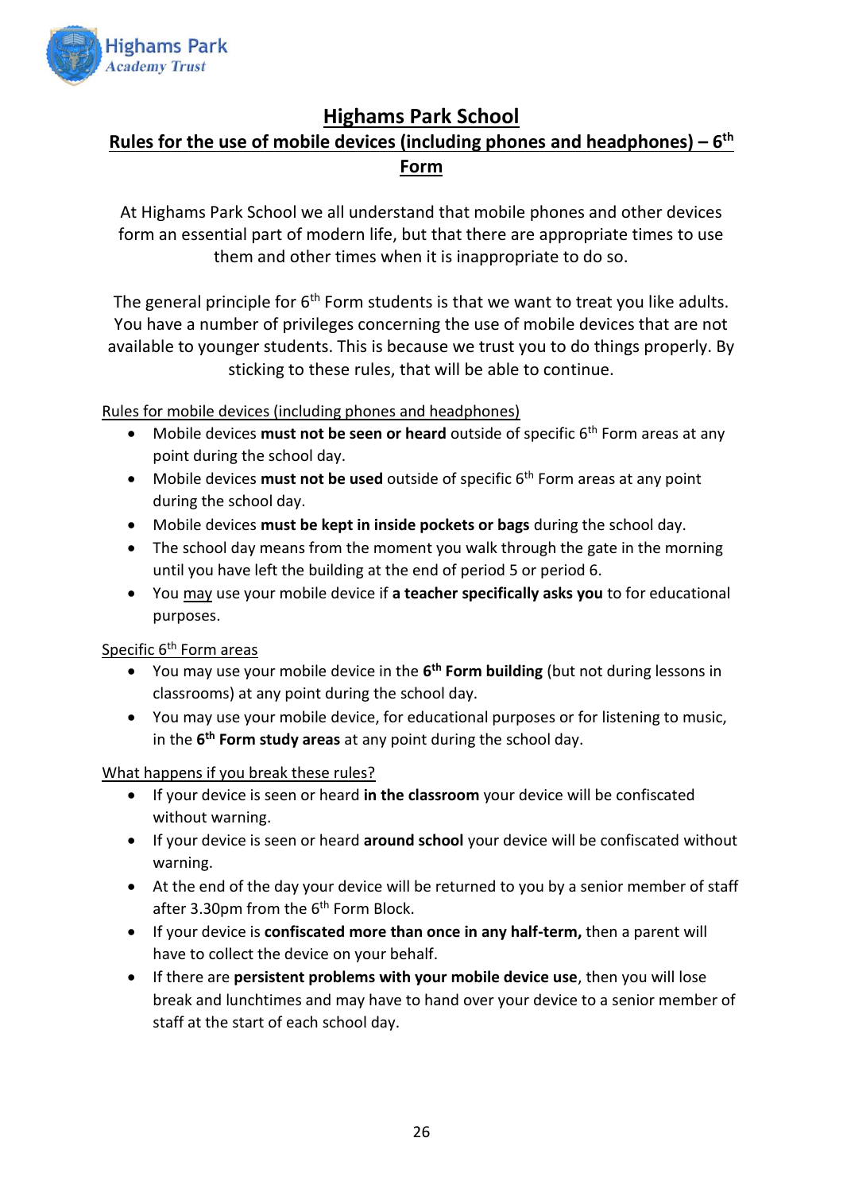# Highams Park School

## Rules for the use of mobile devices (including phones and headphones) – 6th Form

At Highams Park School we all understand that mobile phones and other devices form an essential part of modern life, but that there are appropriate times to use them and other times when it is inappropriate to do so.

The general principle for 6th Form students is that we want to treat you like adults. You have a number of privileges concerning the use of mobile devices that are not available to younger students. This is because we trust you to do things properly. By sticking to these rules, that will be able to continue.

Rules for mobile devices (including phones and headphones)

- Mobile devices **must not be seen or heard** outside of specific 6th Form areas at any point during the school day.
- Mobile devices **must not be used** outside of specific 6th Form areas at any point during the school day.
- Mobile devices **must be kept in inside pockets or bags** during the school day.
- The school day means from the moment you walk through the gate in the morning until you have left the building at the end of period 5 or period 6.
- You may use your mobile device if **a teacher specifically asks you** to for educational purposes.

Specific 6th Form areas

- You may use your mobile device in the **6th Form building** (but not during lessons in classrooms) at any point during the school day.
- You may use your mobile device, for educational purposes or for listening to music, in the **6th Form study areas** at any point during the school day.

What happens if you break these rules?

- If your device is seen or heard **in the classroom** your device will be confiscated without warning.
- If your device is seen or heard **around school** your device will be confiscated without warning.
- At the end of the day your device will be returned to you by a senior member of staff after 3.30pm from the 6th Form Block.
- If your device is **confiscated more than once in any half-term,** then a parent will have to collect the device on your behalf.
- If there are **persistent problems with your mobile device use**, then you will lose break and lunchtimes and may have to hand over your device to a senior member of staff at the start of each school day.